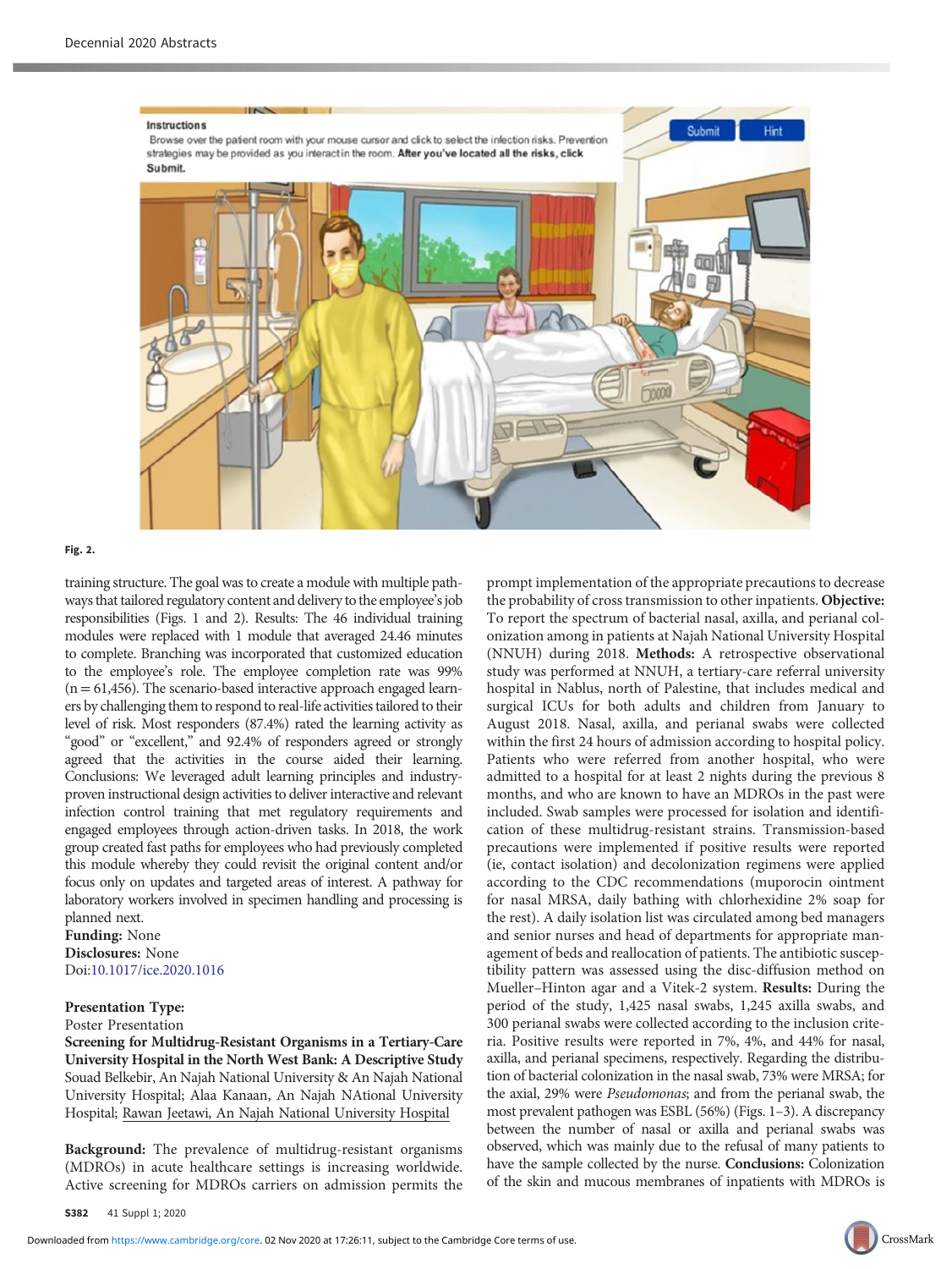Fig. 2.

training structure. The goal was to create a module with multiple pathways that tailored regulatory content and delivery to the employee's job responsibilities (Figs. 1 and 2). Results: The 46 individual training modules were replaced with 1 module that averaged 24.46 minutes to complete. Branching was incorporated that customized education to the employee's role. The employee completion rate was 99% (n = 61,456). The scenario-based interactive approach engaged learners by challenging them to respond to real-life activities tailored to their level of risk. Most responders (87.4%) rated the learning activity as "good" or "excellent," and 92.4% of responders agreed or strongly agreed that the activities in the course aided their learning. Conclusions: We leveraged adult learning principles and industry-proven instructional design activities to deliver interactive and relevant infection control training that met regulatory requirements and engaged employees through action-driven tasks. In 2018, the work group created fast paths for employees who had previously completed this module whereby they could revisit the original content and/or focus only on updates and targeted areas of interest. A pathway for laboratory workers involved in specimen handling and processing is planned next.

**Funding:** None

**Disclosures:** None

Doi:10.1017/ice.2020.1016

**Presentation Type:**

Poster Presentation

**Screening for Multidrug-Resistant Organisms in a Tertiary-Care University Hospital in the North West Bank: A Descriptive Study**

Souad Belkebir, An Najah National University & An Najah National University Hospital; Alaa Kanaan, An Najah NAtional University Hospital; Rawan Jeetawi, An Najah National University Hospital

**Background:** The prevalence of multidrug-resistant organisms (MDROs) in acute healthcare settings is increasing worldwide. Active screening for MDROs carriers on admission permits the prompt implementation of the appropriate precautions to decrease the probability of cross transmission to other inpatients. **Objective:** To report the spectrum of bacterial nasal, axilla, and perianal colonization among in patients at Najah National University Hospital (NNUH) during 2018. **Methods:** A retrospective observational study was performed at NNUH, a tertiary-care referral university hospital in Nablus, north of Palestine, that includes medical and surgical ICUs for both adults and children from January to August 2018. Nasal, axilla, and perianal swabs were collected within the first 24 hours of admission according to hospital policy. Patients who were referred from another hospital, who were admitted to a hospital for at least 2 nights during the previous 8 months, and who are known to have an MDROs in the past were included. Swab samples were processed for isolation and identification of these multidrug-resistant strains. Transmission-based precautions were implemented if positive results were reported (ie, contact isolation) and decolonization regimens were applied according to the CDC recommendations (muporocin ointment for nasal MRSA, daily bathing with chlorhexidine 2% soap for the rest). A daily isolation list was circulated among bed managers and senior nurses and head of departments for appropriate management of beds and reallocation of patients. The antibiotic susceptibility pattern was assessed using the disc-diffusion method on Mueller–Hinton agar and a Vitek-2 system. **Results:** During the period of the study, 1,425 nasal swabs, 1,245 axilla swabs, and 300 perianal swabs were collected according to the inclusion criteria. Positive results were reported in 7%, 4%, and 44% for nasal, axilla, and perianal specimens, respectively. Regarding the distribution of bacterial colonization in the nasal swab, 73% were MRSA; for the axial, 29% were *Pseudomonas*; and from the perianal swab, the most prevalent pathogen was ESBL (56%) (Figs. 1–3). A discrepancy between the number of nasal or axilla and perianal swabs was observed, which was mainly due to the refusal of many patients to have the sample collected by the nurse. **Conclusions:** Colonization of the skin and mucous membranes of inpatients with MDROs is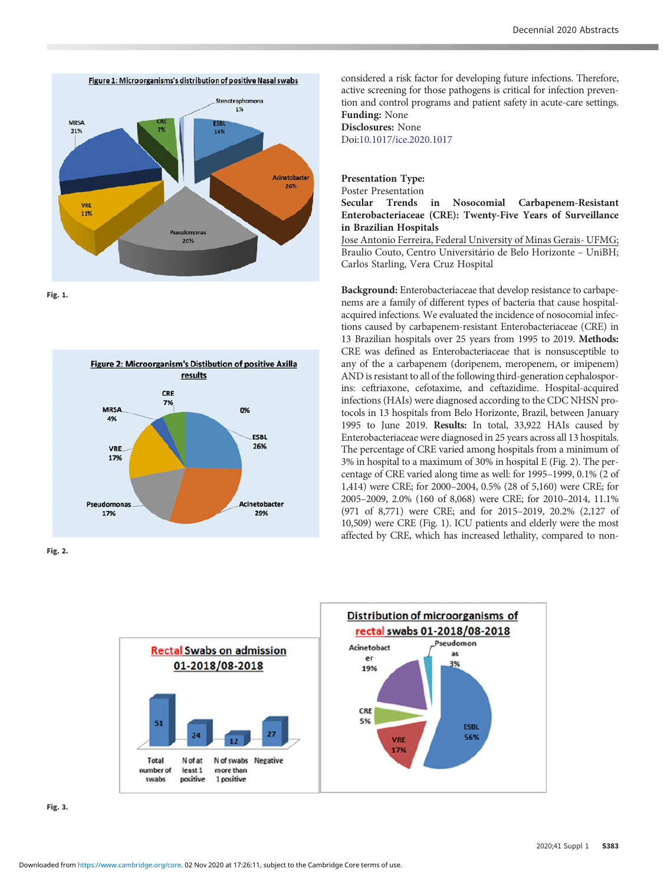Figure 1: Microorganisms's distribution of positive Nasal swabs

Stenotrophomona 1%
ESBL 14%
Acinetobacter 26%
Pseudomonas 20%
VRE 11%
MRSA 21%
CRE 7%

Fig. 1.

Figure 2: Microorganism's Distibution of positive Axilla results

CRE 7%
0%
MRSA 4%
ESBL 26%
VRE 17%
Pseudomonas 17%
Acinetobacter 29%

Fig. 2.

considered a risk factor for developing future infections. Therefore, active screening for those pathogens is critical for infection prevention and control programs and patient safety in acute-care settings.

**Funding:** None

**Disclosures:** None

Doi:10.1017/ice.2020.1017

**Presentation Type:**

Poster Presentation

**Secular Trends in Nosocomial Carbapenem-Resistant Enterobacteriaceae (CRE): Twenty-Five Years of Surveillance in Brazilian Hospitals**

Jose Antonio Ferreira, Federal University of Minas Gerais- UFMG; Braulio Couto, Centro Universitário de Belo Horizonte – UniBH; Carlos Starling, Vera Cruz Hospital

**Background:** Enterobacteriaceae that develop resistance to carbapenems are a family of different types of bacteria that cause hospital-acquired infections. We evaluated the incidence of nosocomial infections caused by carbapenem-resistant Enterobacteriaceae (CRE) in 13 Brazilian hospitals over 25 years from 1995 to 2019. **Methods:** CRE was defined as Enterobacteriaceae that is nonsusceptible to any of the a carbapenem (doripenem, meropenem, or imipenem) AND is resistant to all of the following third-generation cephalosporins: ceftriaxone, cefotaxime, and ceftazidime. Hospital-acquired infections (HAIs) were diagnosed according to the CDC NHSN protocols in 13 hospitals from Belo Horizonte, Brazil, between January 1995 to June 2019. **Results:** In total, 33,922 HAIs caused by Enterobacteriaceae were diagnosed in 25 years across all 13 hospitals. The percentage of CRE varied among hospitals from a minimum of 3% in hospital to a maximum of 30% in hospital E (Fig. 2). The percentage of CRE varied along time as well: for 1995–1999, 0.1% (2 of 1,414) were CRE; for 2000–2004, 0.5% (28 of 5,160) were CRE; for 2005–2009, 2.0% (160 of 8,068) were CRE; for 2010–2014, 11.1% (971 of 8,771) were CRE; and for 2015–2019, 20.2% (2,127 of 10,509) were CRE (Fig. 1). ICU patients and elderly were the most affected by CRE, which has increased lethality, compared to non-

Rectal Swabs on admission 01-2018/08-2018

51
24
12
27
Total number of swabs
N of at least 1 positive
N of swabs more than 1 positive
Negative

Distribution of microorganisms of rectal swabs 01-2018/08-2018

Acinetobacter 19%
Pseudomonas 3%
CRE 5%
VRE 17%
ESBL 56%

Fig. 3.